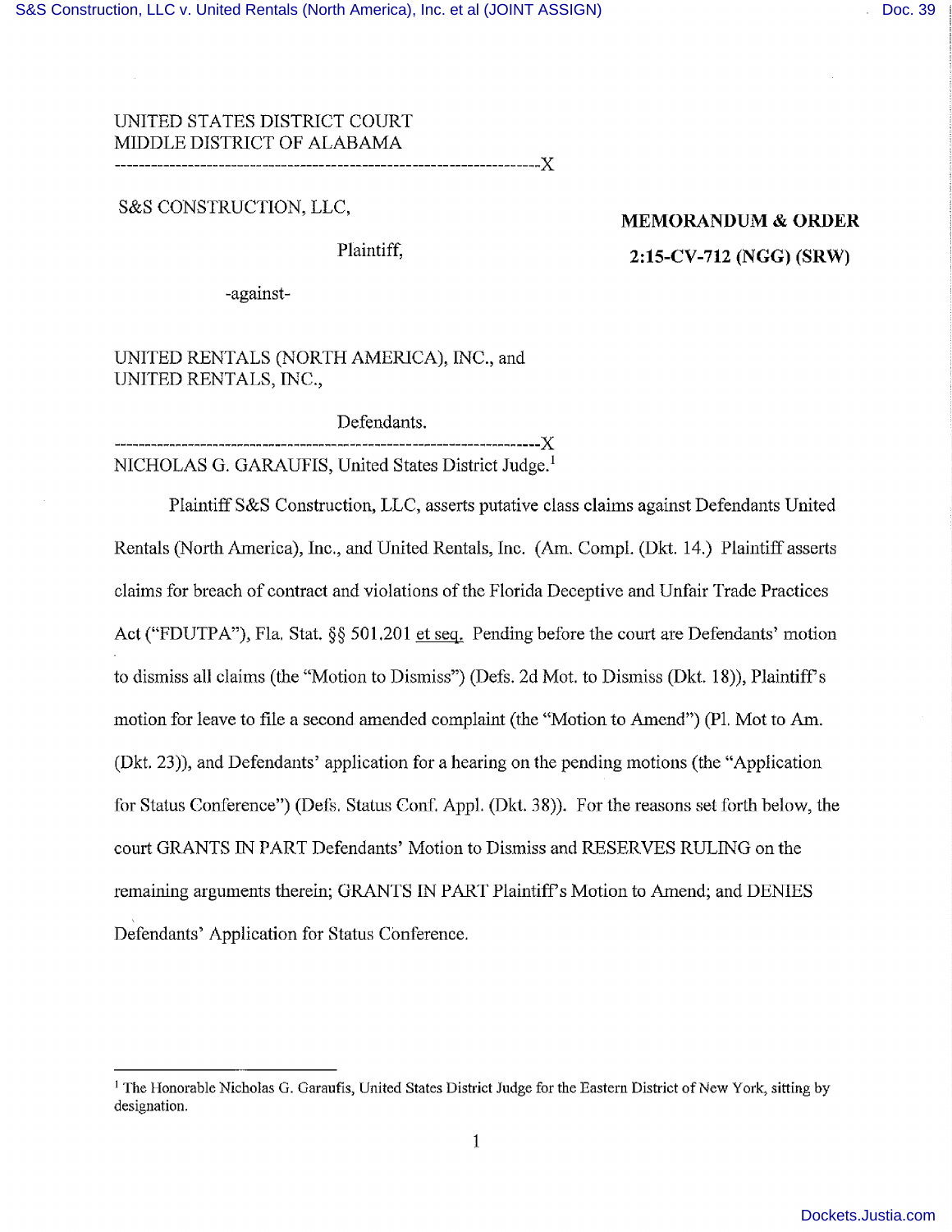UNITED STATES DISTRICT COURT
MIDDLE DISTRICT OF ALABAMA

---------------------------------------------------------------------X

S&S CONSTRUCTION, LLC,

Plaintiff,

-against-

UNITED RENTALS (NORTH AMERICA), INC., and
UNITED RENTALS, INC.,

Defendants.

---------------------------------------------------------------------X

**MEMORANDUM & ORDER**

**2:15-CV-712 (NGG) (SRW)**

NICHOLAS G. GARAUFIS, United States District Judge.[1]

Plaintiff S&S Construction, LLC, asserts putative class claims against Defendants United Rentals (North America), Inc., and United Rentals, Inc. (Am. Compl. (Dkt. 14.) Plaintiff asserts claims for breach of contract and violations of the Florida Deceptive and Unfair Trade Practices Act ("FDUTPA"), Fla. Stat. §§ 501.201 et seq. Pending before the court are Defendants' motion to dismiss all claims (the "Motion to Dismiss") (Defs. 2d Mot. to Dismiss (Dkt. 18)), Plaintiff's motion for leave to file a second amended complaint (the "Motion to Amend") (Pl. Mot to Am. (Dkt. 23)), and Defendants' application for a hearing on the pending motions (the "Application for Status Conference") (Defs. Status Conf. Appl. (Dkt. 38)). For the reasons set forth below, the court GRANTS IN PART Defendants' Motion to Dismiss and RESERVES RULING on the remaining arguments therein; GRANTS IN PART Plaintiff's Motion to Amend; and DENIES Defendants' Application for Status Conference.

[1] The Honorable Nicholas G. Garaufis, United States District Judge for the Eastern District of New York, sitting by designation.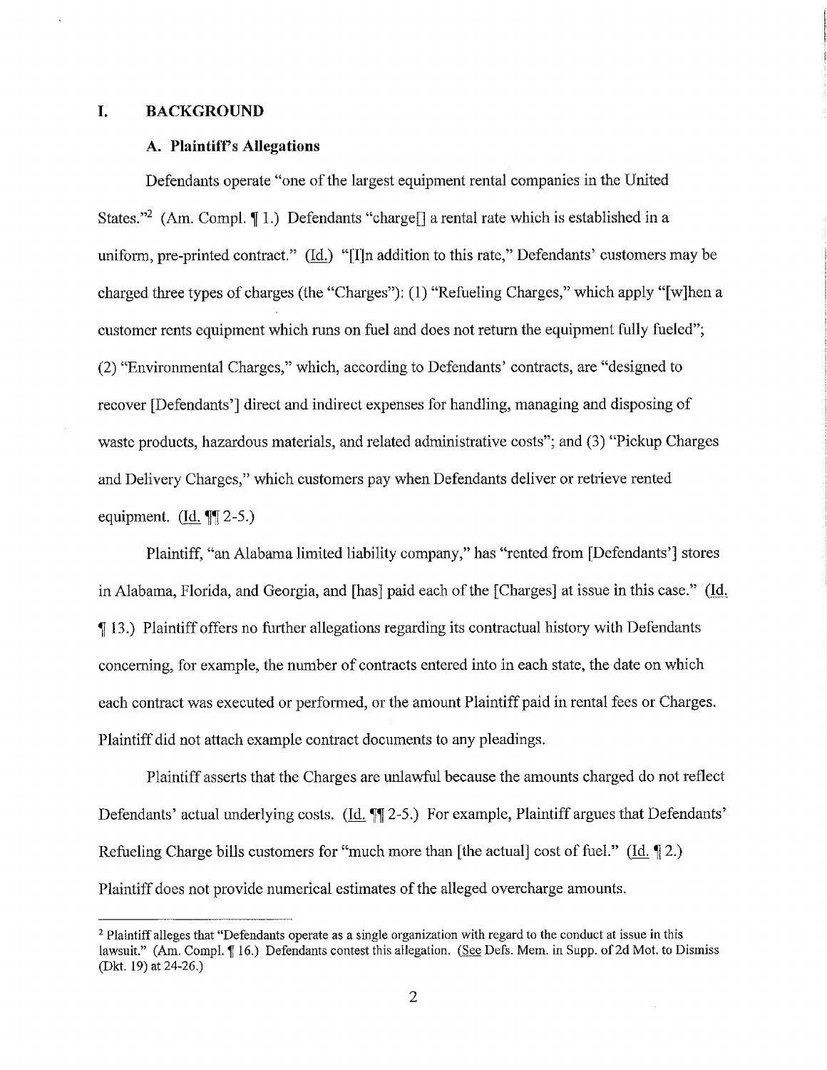## I. BACKGROUND

### A. Plaintiff's Allegations

Defendants operate "one of the largest equipment rental companies in the United States."[2] (Am. Compl. ¶ 1.) Defendants "charge[] a rental rate which is established in a uniform, pre-printed contract." (Id.) "[I]n addition to this rate," Defendants' customers may be charged three types of charges (the "Charges"): (1) "Refueling Charges," which apply "[w]hen a customer rents equipment which runs on fuel and does not return the equipment fully fueled"; (2) "Environmental Charges," which, according to Defendants' contracts, are "designed to recover [Defendants'] direct and indirect expenses for handling, managing and disposing of waste products, hazardous materials, and related administrative costs"; and (3) "Pickup Charges and Delivery Charges," which customers pay when Defendants deliver or retrieve rented equipment. (Id. ¶¶ 2-5.)

Plaintiff, "an Alabama limited liability company," has "rented from [Defendants'] stores in Alabama, Florida, and Georgia, and [has] paid each of the [Charges] at issue in this case." (Id. ¶ 13.) Plaintiff offers no further allegations regarding its contractual history with Defendants concerning, for example, the number of contracts entered into in each state, the date on which each contract was executed or performed, or the amount Plaintiff paid in rental fees or Charges. Plaintiff did not attach example contract documents to any pleadings.

Plaintiff asserts that the Charges are unlawful because the amounts charged do not reflect Defendants' actual underlying costs. (Id. ¶¶ 2-5.) For example, Plaintiff argues that Defendants' Refueling Charge bills customers for "much more than [the actual] cost of fuel." (Id. ¶ 2.) Plaintiff does not provide numerical estimates of the alleged overcharge amounts.

---

[2] Plaintiff alleges that "Defendants operate as a single organization with regard to the conduct at issue in this lawsuit." (Am. Compl. ¶ 16.) Defendants contest this allegation. (See Defs. Mem. in Supp. of 2d Mot. to Dismiss (Dkt. 19) at 24-26.)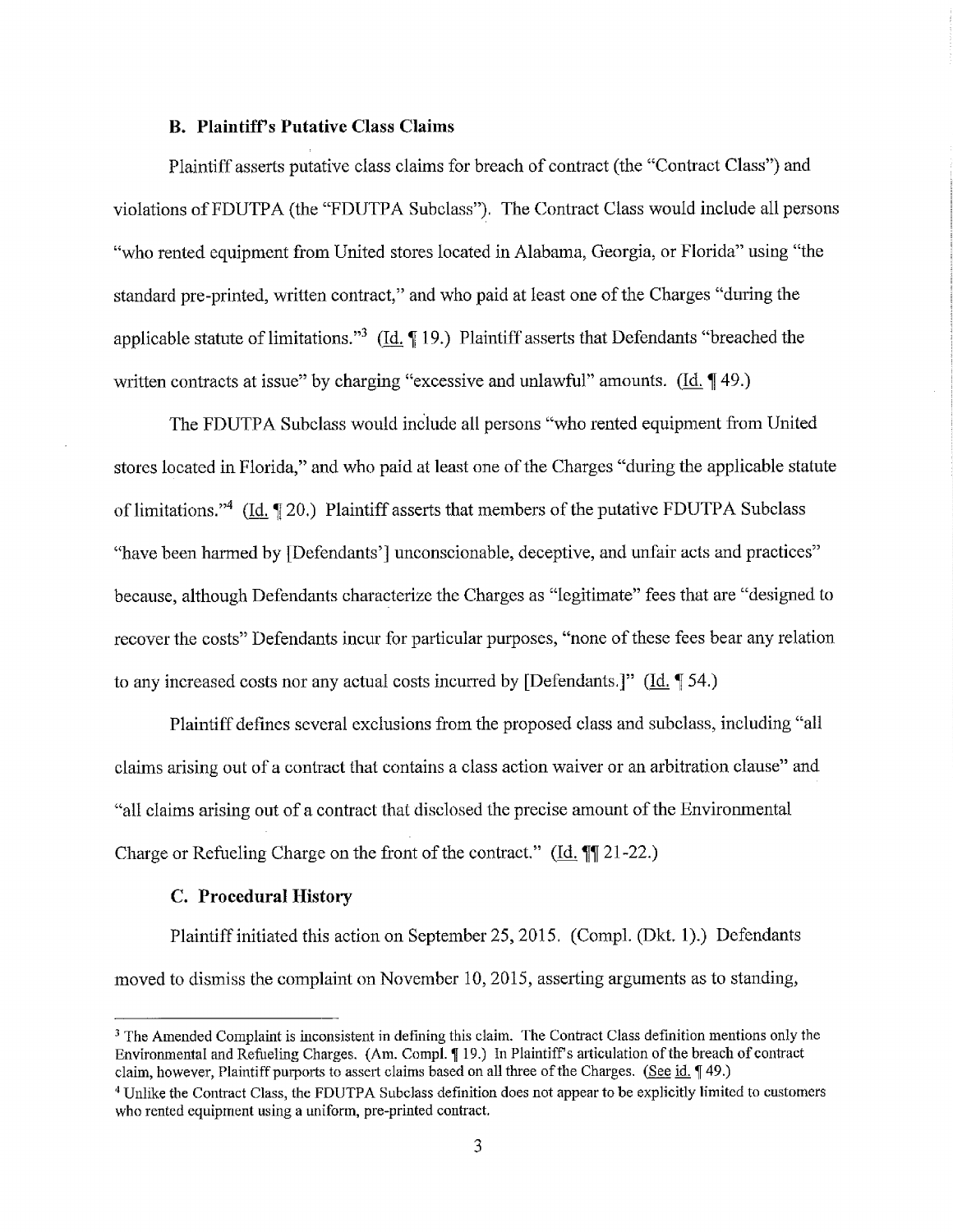### B. Plaintiff's Putative Class Claims

Plaintiff asserts putative class claims for breach of contract (the "Contract Class") and violations of FDUTPA (the "FDUTPA Subclass"). The Contract Class would include all persons "who rented equipment from United stores located in Alabama, Georgia, or Florida" using "the standard pre-printed, written contract," and who paid at least one of the Charges "during the applicable statute of limitations."[3] (Id. ¶ 19.) Plaintiff asserts that Defendants "breached the written contracts at issue" by charging "excessive and unlawful" amounts. (Id. ¶ 49.)

The FDUTPA Subclass would include all persons "who rented equipment from United stores located in Florida," and who paid at least one of the Charges "during the applicable statute of limitations."[4] (Id. ¶ 20.) Plaintiff asserts that members of the putative FDUTPA Subclass "have been harmed by [Defendants'] unconscionable, deceptive, and unfair acts and practices" because, although Defendants characterize the Charges as "legitimate" fees that are "designed to recover the costs" Defendants incur for particular purposes, "none of these fees bear any relation to any increased costs nor any actual costs incurred by [Defendants.]" (Id. ¶ 54.)

Plaintiff defines several exclusions from the proposed class and subclass, including "all claims arising out of a contract that contains a class action waiver or an arbitration clause" and "all claims arising out of a contract that disclosed the precise amount of the Environmental Charge or Refueling Charge on the front of the contract." (Id. ¶¶ 21-22.)

### C. Procedural History

Plaintiff initiated this action on September 25, 2015. (Compl. (Dkt. 1).) Defendants moved to dismiss the complaint on November 10, 2015, asserting arguments as to standing,

---

[3] The Amended Complaint is inconsistent in defining this claim. The Contract Class definition mentions only the Environmental and Refueling Charges. (Am. Compl. ¶ 19.) In Plaintiff's articulation of the breach of contract claim, however, Plaintiff purports to assert claims based on all three of the Charges. (See id. ¶ 49.)

[4] Unlike the Contract Class, the FDUTPA Subclass definition does not appear to be explicitly limited to customers who rented equipment using a uniform, pre-printed contract.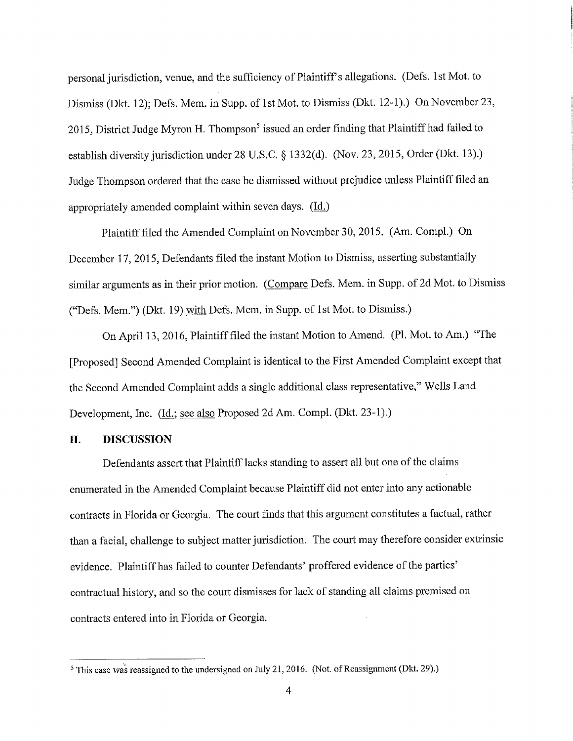personal jurisdiction, venue, and the sufficiency of Plaintiff's allegations. (Defs. 1st Mot. to Dismiss (Dkt. 12); Defs. Mem. in Supp. of 1st Mot. to Dismiss (Dkt. 12-1).) On November 23, 2015, District Judge Myron H. Thompson[5] issued an order finding that Plaintiff had failed to establish diversity jurisdiction under 28 U.S.C. § 1332(d). (Nov. 23, 2015, Order (Dkt. 13).) Judge Thompson ordered that the case be dismissed without prejudice unless Plaintiff filed an appropriately amended complaint within seven days. (Id.)

Plaintiff filed the Amended Complaint on November 30, 2015. (Am. Compl.) On December 17, 2015, Defendants filed the instant Motion to Dismiss, asserting substantially similar arguments as in their prior motion. (Compare Defs. Mem. in Supp. of 2d Mot. to Dismiss ("Defs. Mem.") (Dkt. 19) with Defs. Mem. in Supp. of 1st Mot. to Dismiss.)

On April 13, 2016, Plaintiff filed the instant Motion to Amend. (Pl. Mot. to Am.) "The [Proposed] Second Amended Complaint is identical to the First Amended Complaint except that the Second Amended Complaint adds a single additional class representative," Wells Land Development, Inc. (Id.; see also Proposed 2d Am. Compl. (Dkt. 23-1).)

## II. DISCUSSION

Defendants assert that Plaintiff lacks standing to assert all but one of the claims enumerated in the Amended Complaint because Plaintiff did not enter into any actionable contracts in Florida or Georgia. The court finds that this argument constitutes a factual, rather than a facial, challenge to subject matter jurisdiction. The court may therefore consider extrinsic evidence. Plaintiff has failed to counter Defendants' proffered evidence of the parties' contractual history, and so the court dismisses for lack of standing all claims premised on contracts entered into in Florida or Georgia.

[5] This case was reassigned to the undersigned on July 21, 2016. (Not. of Reassignment (Dkt. 29).)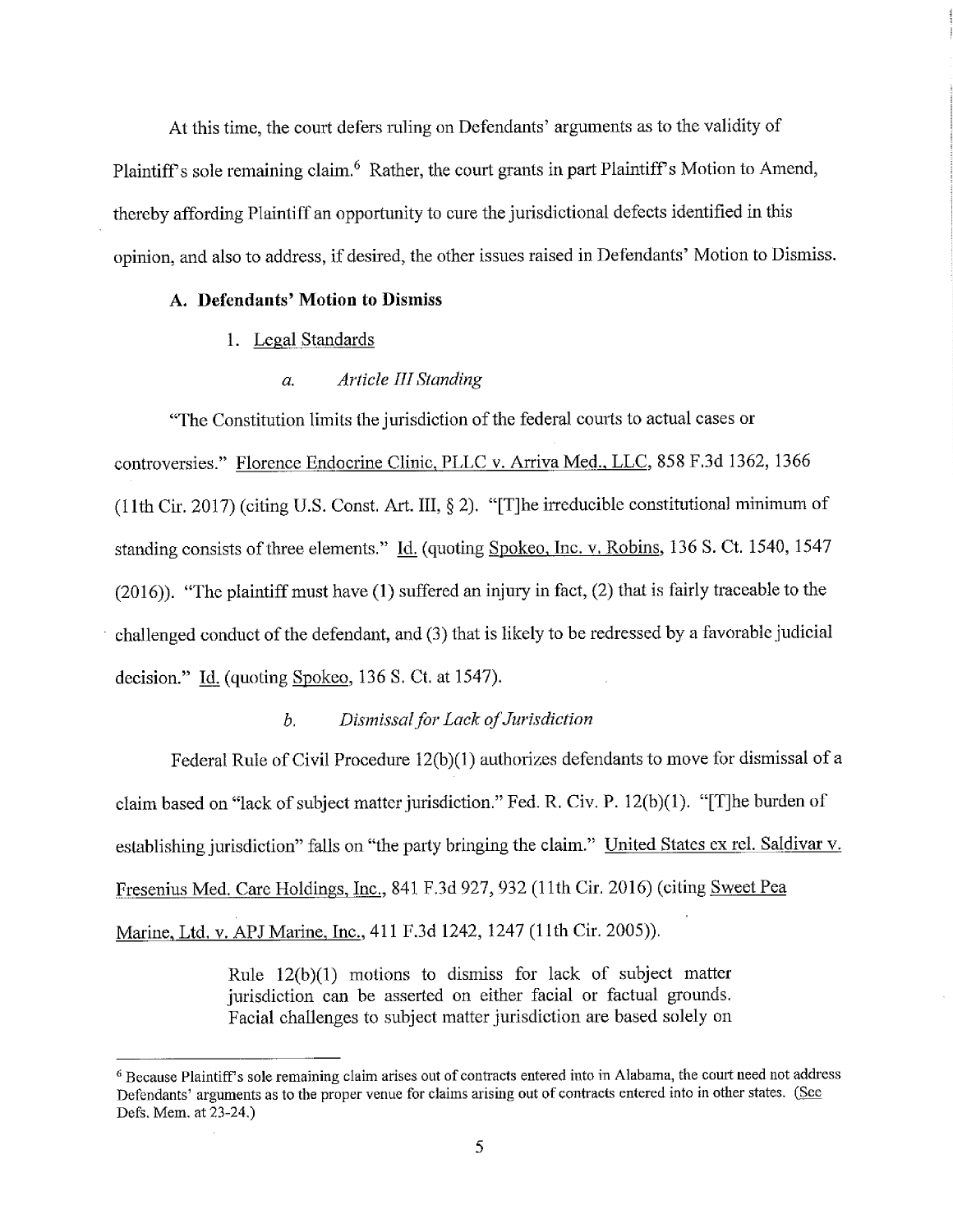At this time, the court defers ruling on Defendants' arguments as to the validity of Plaintiff's sole remaining claim.[6] Rather, the court grants in part Plaintiff's Motion to Amend, thereby affording Plaintiff an opportunity to cure the jurisdictional defects identified in this opinion, and also to address, if desired, the other issues raised in Defendants' Motion to Dismiss.

### A. Defendants' Motion to Dismiss

#### 1. Legal Standards

##### *a. Article III Standing*

"The Constitution limits the jurisdiction of the federal courts to actual cases or controversies." Florence Endocrine Clinic, PLLC v. Arriva Med., LLC, 858 F.3d 1362, 1366 (11th Cir. 2017) (citing U.S. Const. Art. III, § 2). "[T]he irreducible constitutional minimum of standing consists of three elements." Id. (quoting Spokeo, Inc. v. Robins, 136 S. Ct. 1540, 1547 (2016)). "The plaintiff must have (1) suffered an injury in fact, (2) that is fairly traceable to the challenged conduct of the defendant, and (3) that is likely to be redressed by a favorable judicial decision." Id. (quoting Spokeo, 136 S. Ct. at 1547).

##### *b. Dismissal for Lack of Jurisdiction*

Federal Rule of Civil Procedure 12(b)(1) authorizes defendants to move for dismissal of a claim based on "lack of subject matter jurisdiction." Fed. R. Civ. P. 12(b)(1). "[T]he burden of establishing jurisdiction" falls on "the party bringing the claim." United States ex rel. Saldivar v. Fresenius Med. Care Holdings, Inc., 841 F.3d 927, 932 (11th Cir. 2016) (citing Sweet Pea Marine, Ltd. v. APJ Marine, Inc., 411 F.3d 1242, 1247 (11th Cir. 2005)).

> Rule 12(b)(1) motions to dismiss for lack of subject matter jurisdiction can be asserted on either facial or factual grounds. Facial challenges to subject matter jurisdiction are based solely on

---

[6] Because Plaintiff's sole remaining claim arises out of contracts entered into in Alabama, the court need not address Defendants' arguments as to the proper venue for claims arising out of contracts entered into in other states. (See Defs. Mem. at 23-24.)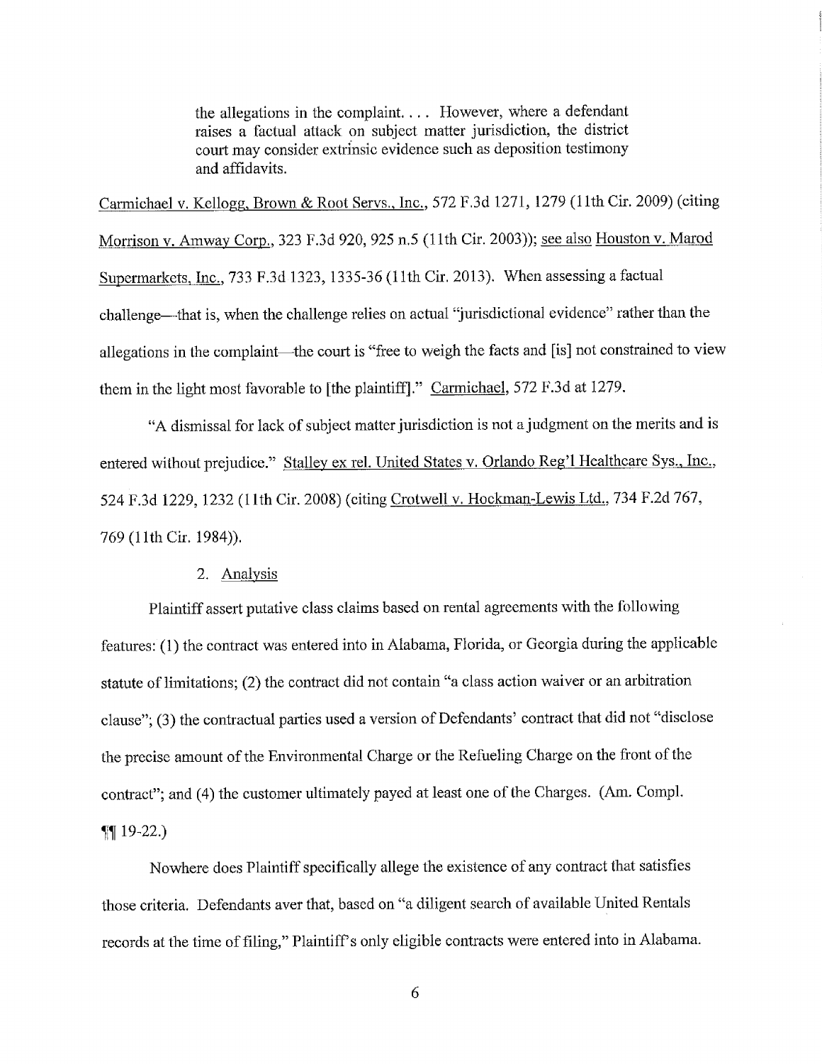> the allegations in the complaint. . . . However, where a defendant raises a factual attack on subject matter jurisdiction, the district court may consider extrinsic evidence such as deposition testimony and affidavits.

Carmichael v. Kellogg, Brown & Root Servs., Inc., 572 F.3d 1271, 1279 (11th Cir. 2009) (citing Morrison v. Amway Corp., 323 F.3d 920, 925 n.5 (11th Cir. 2003)); see also Houston v. Marod Supermarkets, Inc., 733 F.3d 1323, 1335-36 (11th Cir. 2013). When assessing a factual challenge—that is, when the challenge relies on actual "jurisdictional evidence" rather than the allegations in the complaint—the court is "free to weigh the facts and [is] not constrained to view them in the light most favorable to [the plaintiff]." Carmichael, 572 F.3d at 1279.

"A dismissal for lack of subject matter jurisdiction is not a judgment on the merits and is entered without prejudice." Stalley ex rel. United States v. Orlando Reg'l Healthcare Sys., Inc., 524 F.3d 1229, 1232 (11th Cir. 2008) (citing Crotwell v. Hockman-Lewis Ltd., 734 F.2d 767, 769 (11th Cir. 1984)).

2. Analysis

Plaintiff assert putative class claims based on rental agreements with the following features: (1) the contract was entered into in Alabama, Florida, or Georgia during the applicable statute of limitations; (2) the contract did not contain "a class action waiver or an arbitration clause"; (3) the contractual parties used a version of Defendants' contract that did not "disclose the precise amount of the Environmental Charge or the Refueling Charge on the front of the contract"; and (4) the customer ultimately payed at least one of the Charges. (Am. Compl. ¶¶ 19-22.)

Nowhere does Plaintiff specifically allege the existence of any contract that satisfies those criteria. Defendants aver that, based on "a diligent search of available United Rentals records at the time of filing," Plaintiff's only eligible contracts were entered into in Alabama.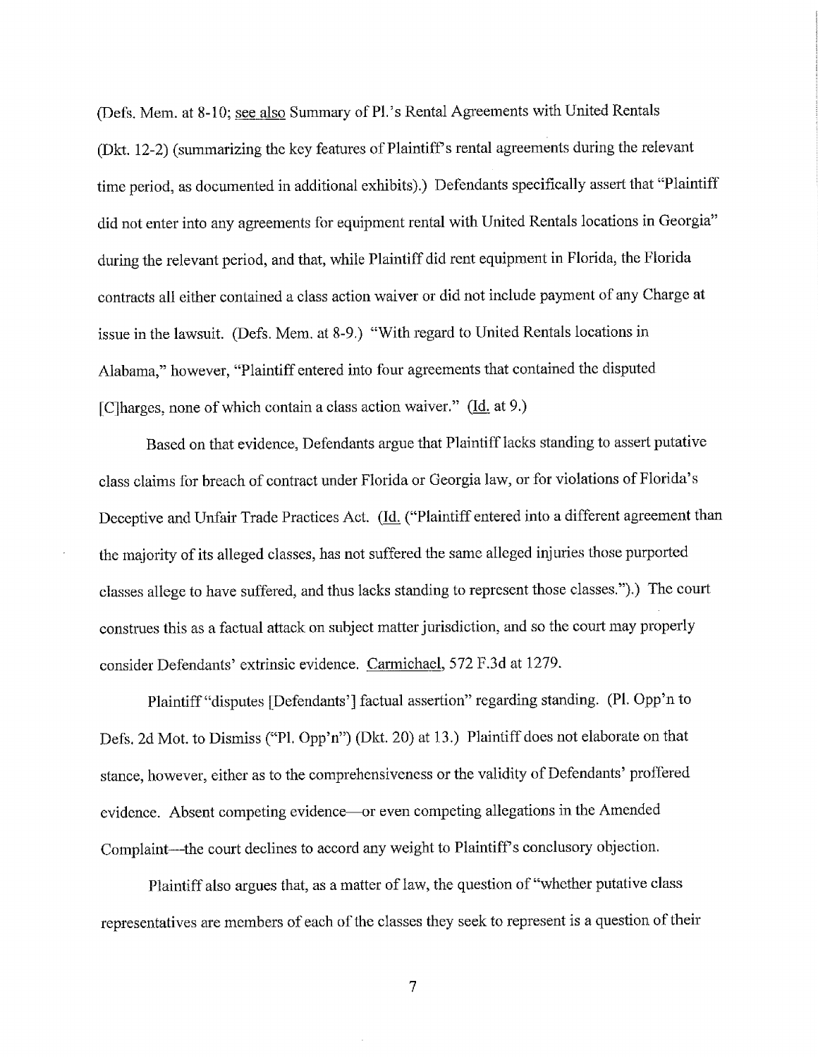(Defs. Mem. at 8-10; see also Summary of Pl.'s Rental Agreements with United Rentals (Dkt. 12-2) (summarizing the key features of Plaintiff's rental agreements during the relevant time period, as documented in additional exhibits).) Defendants specifically assert that "Plaintiff did not enter into any agreements for equipment rental with United Rentals locations in Georgia" during the relevant period, and that, while Plaintiff did rent equipment in Florida, the Florida contracts all either contained a class action waiver or did not include payment of any Charge at issue in the lawsuit. (Defs. Mem. at 8-9.) "With regard to United Rentals locations in Alabama," however, "Plaintiff entered into four agreements that contained the disputed [C]harges, none of which contain a class action waiver." (Id. at 9.)

Based on that evidence, Defendants argue that Plaintiff lacks standing to assert putative class claims for breach of contract under Florida or Georgia law, or for violations of Florida's Deceptive and Unfair Trade Practices Act. (Id. ("Plaintiff entered into a different agreement than the majority of its alleged classes, has not suffered the same alleged injuries those purported classes allege to have suffered, and thus lacks standing to represent those classes.").) The court construes this as a factual attack on subject matter jurisdiction, and so the court may properly consider Defendants' extrinsic evidence. Carmichael, 572 F.3d at 1279.

Plaintiff "disputes [Defendants'] factual assertion" regarding standing. (Pl. Opp'n to Defs. 2d Mot. to Dismiss ("Pl. Opp'n") (Dkt. 20) at 13.) Plaintiff does not elaborate on that stance, however, either as to the comprehensiveness or the validity of Defendants' proffered evidence. Absent competing evidence—or even competing allegations in the Amended Complaint—the court declines to accord any weight to Plaintiff's conclusory objection.

Plaintiff also argues that, as a matter of law, the question of "whether putative class representatives are members of each of the classes they seek to represent is a question of their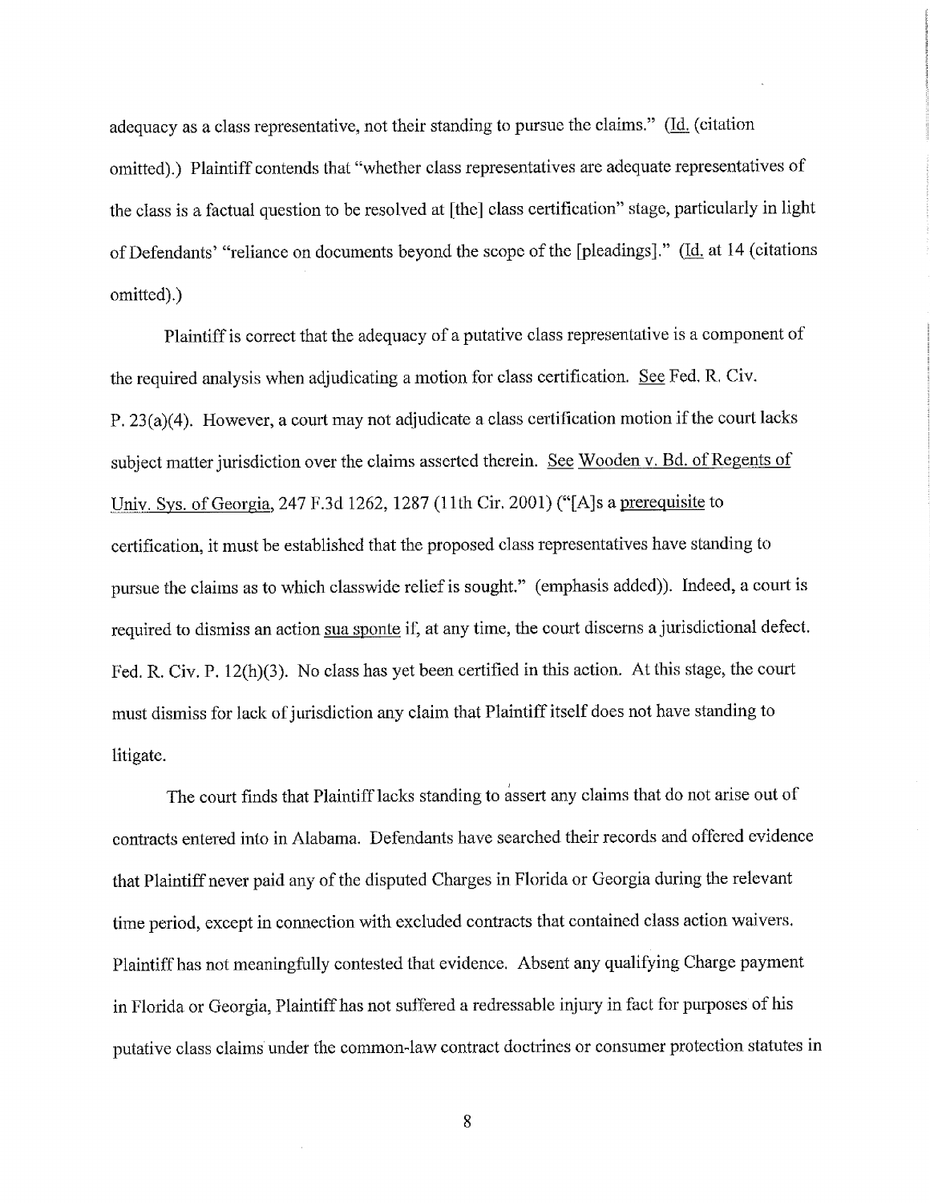adequacy as a class representative, not their standing to pursue the claims." (Id. (citation omitted).) Plaintiff contends that "whether class representatives are adequate representatives of the class is a factual question to be resolved at [the] class certification" stage, particularly in light of Defendants' "reliance on documents beyond the scope of the [pleadings]." (Id. at 14 (citations omitted).)

Plaintiff is correct that the adequacy of a putative class representative is a component of the required analysis when adjudicating a motion for class certification. See Fed. R. Civ. P. 23(a)(4). However, a court may not adjudicate a class certification motion if the court lacks subject matter jurisdiction over the claims asserted therein. See Wooden v. Bd. of Regents of Univ. Sys. of Georgia, 247 F.3d 1262, 1287 (11th Cir. 2001) ("[A]s a prerequisite to certification, it must be established that the proposed class representatives have standing to pursue the claims as to which classwide relief is sought." (emphasis added)). Indeed, a court is required to dismiss an action sua sponte if, at any time, the court discerns a jurisdictional defect. Fed. R. Civ. P. 12(h)(3). No class has yet been certified in this action. At this stage, the court must dismiss for lack of jurisdiction any claim that Plaintiff itself does not have standing to litigate.

The court finds that Plaintiff lacks standing to assert any claims that do not arise out of contracts entered into in Alabama. Defendants have searched their records and offered evidence that Plaintiff never paid any of the disputed Charges in Florida or Georgia during the relevant time period, except in connection with excluded contracts that contained class action waivers. Plaintiff has not meaningfully contested that evidence. Absent any qualifying Charge payment in Florida or Georgia, Plaintiff has not suffered a redressable injury in fact for purposes of his putative class claims under the common-law contract doctrines or consumer protection statutes in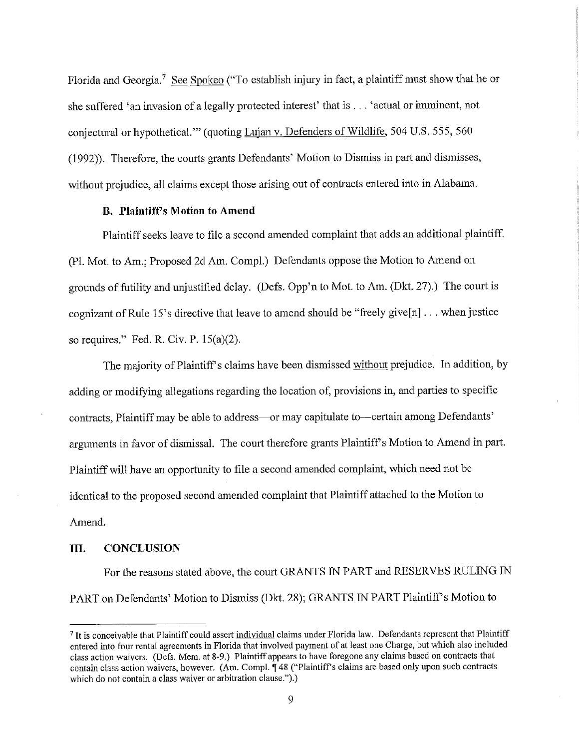Florida and Georgia.[7] See Spokeo ("To establish injury in fact, a plaintiff must show that he or she suffered 'an invasion of a legally protected interest' that is . . . 'actual or imminent, not conjectural or hypothetical.'" (quoting Lujan v. Defenders of Wildlife, 504 U.S. 555, 560 (1992)). Therefore, the courts grants Defendants' Motion to Dismiss in part and dismisses, without prejudice, all claims except those arising out of contracts entered into in Alabama.

### B. Plaintiff's Motion to Amend

Plaintiff seeks leave to file a second amended complaint that adds an additional plaintiff. (Pl. Mot. to Am.; Proposed 2d Am. Compl.) Defendants oppose the Motion to Amend on grounds of futility and unjustified delay. (Defs. Opp'n to Mot. to Am. (Dkt. 27).) The court is cognizant of Rule 15's directive that leave to amend should be "freely give[n] . . . when justice so requires." Fed. R. Civ. P. 15(a)(2).

The majority of Plaintiff's claims have been dismissed without prejudice. In addition, by adding or modifying allegations regarding the location of, provisions in, and parties to specific contracts, Plaintiff may be able to address—or may capitulate to—certain among Defendants' arguments in favor of dismissal. The court therefore grants Plaintiff's Motion to Amend in part. Plaintiff will have an opportunity to file a second amended complaint, which need not be identical to the proposed second amended complaint that Plaintiff attached to the Motion to Amend.

## III. CONCLUSION

For the reasons stated above, the court GRANTS IN PART and RESERVES RULING IN PART on Defendants' Motion to Dismiss (Dkt. 28); GRANTS IN PART Plaintiff's Motion to

---

[7] It is conceivable that Plaintiff could assert individual claims under Florida law. Defendants represent that Plaintiff entered into four rental agreements in Florida that involved payment of at least one Charge, but which also included class action waivers. (Defs. Mem. at 8-9.) Plaintiff appears to have foregone any claims based on contracts that contain class action waivers, however. (Am. Compl. ¶ 48 ("Plaintiff's claims are based only upon such contracts which do not contain a class waiver or arbitration clause.").)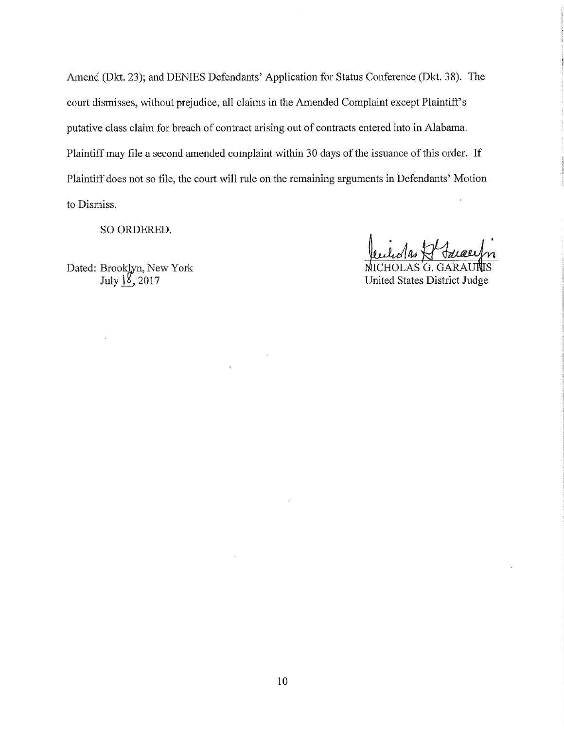Amend (Dkt. 23); and DENIES Defendants' Application for Status Conference (Dkt. 38). The court dismisses, without prejudice, all claims in the Amended Complaint except Plaintiff's putative class claim for breach of contract arising out of contracts entered into in Alabama. Plaintiff may file a second amended complaint within 30 days of the issuance of this order. If Plaintiff does not so file, the court will rule on the remaining arguments in Defendants' Motion to Dismiss.

SO ORDERED.

Dated: Brooklyn, New York
July 18, 2017

NICHOLAS G. GARAUFIS
United States District Judge